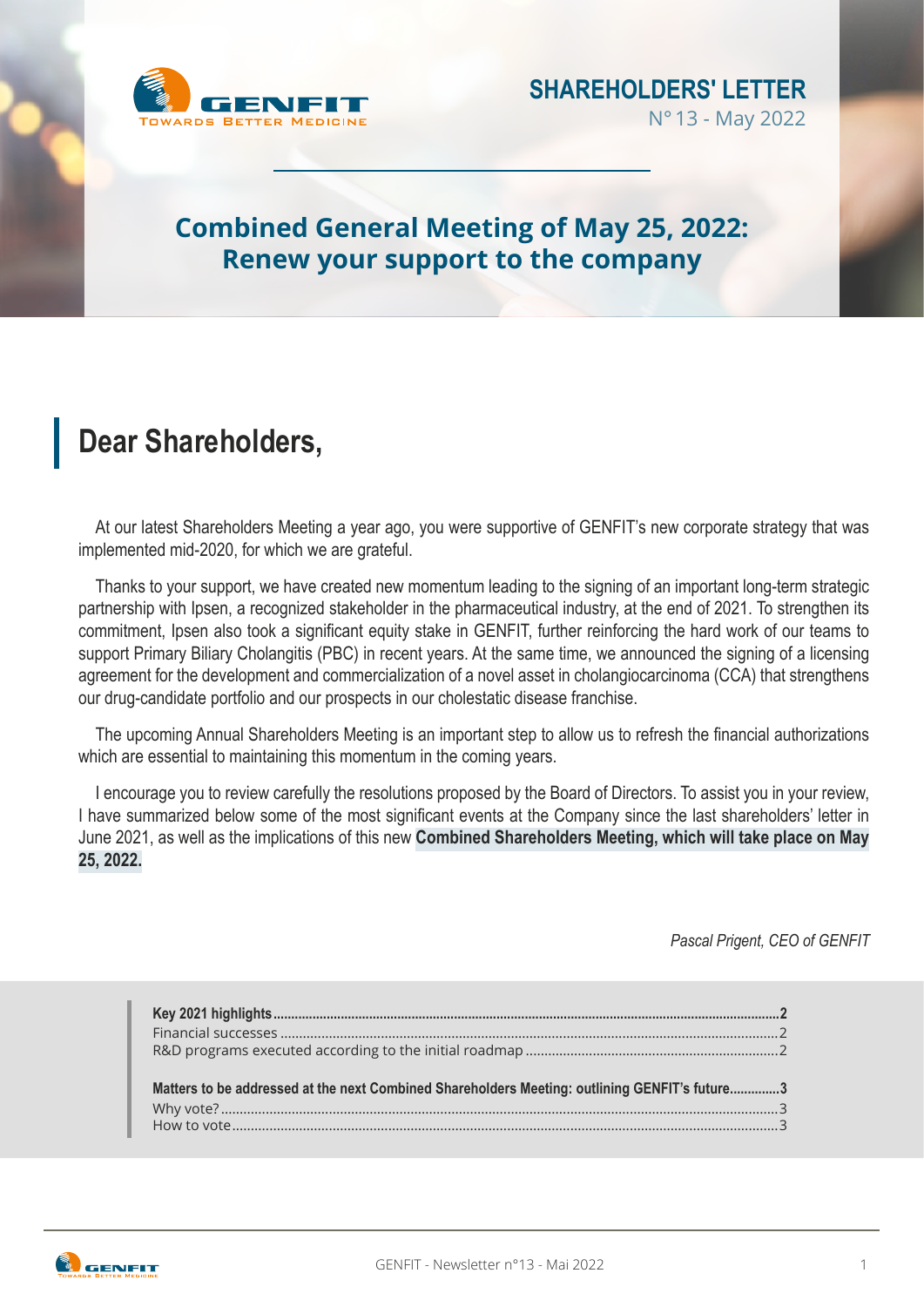SHAREHOLDERS' LETTER

N° 13 - May 2022

# Combined General Meeting of May 25, 2022: Renew your support to the company

## Dear Shareholders,

At our latest Shareholders Meeting a year ago, you were supportive of GENFIT's new corporate strategy that was implemented mid-2020, for which we are grateful.

Thanks to your support, we have created new momentum leading to the signing of an important long-term strategic partnership with Ipsen, a recognized stakeholder in the pharmaceutical industry, at the end of 2021. To strengthen its commitment, Ipsen also took a significant equity stake in GENFIT, further reinforcing the hard work of our teams to support Primary Biliary Cholangitis (PBC) in recent years. At the same time, we announced the signing of a licensing agreement for the development and commercialization of a novel asset in cholangiocarcinoma (CCA) that strengthens our drug-candidate portfolio and our prospects in our cholestatic disease franchise.

The upcoming Annual Shareholders Meeting is an important step to allow us to refresh the financial authorizations which are essential to maintaining this momentum in the coming years.

I encourage you to review carefully the resolutions proposed by the Board of Directors. To assist you in your review, I have summarized below some of the most significant events at the Company since the last shareholders' letter in June 2021, as well as the implications of this new **Combined Shareholders Meeting, which will take place on May 25, 2022.**

*Pascal Prigent, CEO of GENFIT*

**Key 2021 highlights** .......... **2**
Financial successes .......... 2
R&D programs executed according to the initial roadmap .......... 2

**Matters to be addressed at the next Combined Shareholders Meeting: outlining GENFIT's future** .......... **3**
Why vote? .......... 3
How to vote .......... 3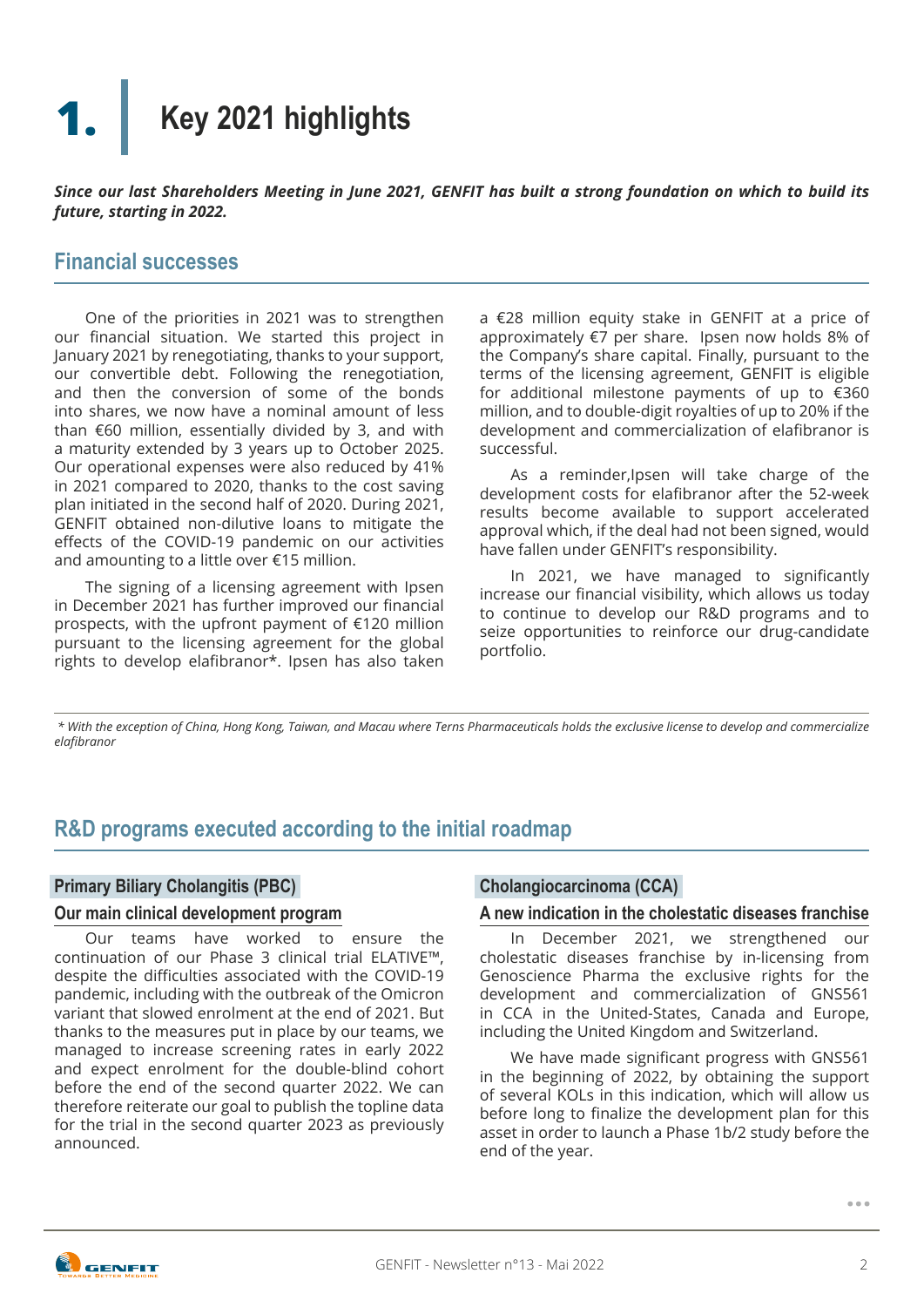# 1. Key 2021 highlights

***Since our last Shareholders Meeting in June 2021, GENFIT has built a strong foundation on which to build its future, starting in 2022.***

## Financial successes

One of the priorities in 2021 was to strengthen our financial situation. We started this project in January 2021 by renegotiating, thanks to your support, our convertible debt. Following the renegotiation, and then the conversion of some of the bonds into shares, we now have a nominal amount of less than €60 million, essentially divided by 3, and with a maturity extended by 3 years up to October 2025. Our operational expenses were also reduced by 41% in 2021 compared to 2020, thanks to the cost saving plan initiated in the second half of 2020. During 2021, GENFIT obtained non-dilutive loans to mitigate the effects of the COVID-19 pandemic on our activities and amounting to a little over €15 million.

The signing of a licensing agreement with Ipsen in December 2021 has further improved our financial prospects, with the upfront payment of €120 million pursuant to the licensing agreement for the global rights to develop elafibranor*. Ipsen has also taken a €28 million equity stake in GENFIT at a price of approximately €7 per share. Ipsen now holds 8% of the Company's share capital. Finally, pursuant to the terms of the licensing agreement, GENFIT is eligible for additional milestone payments of up to €360 million, and to double-digit royalties of up to 20% if the development and commercialization of elafibranor is successful.

As a reminder,Ipsen will take charge of the development costs for elafibranor after the 52-week results become available to support accelerated approval which, if the deal had not been signed, would have fallen under GENFIT's responsibility.

In 2021, we have managed to significantly increase our financial visibility, which allows us today to continue to develop our R&D programs and to seize opportunities to reinforce our drug-candidate portfolio.

*\* With the exception of China, Hong Kong, Taiwan, and Macau where Terns Pharmaceuticals holds the exclusive license to develop and commercialize elafibranor*

## R&D programs executed according to the initial roadmap

### Primary Biliary Cholangitis (PBC)

#### Our main clinical development program

Our teams have worked to ensure the continuation of our Phase 3 clinical trial ELATIVE™, despite the difficulties associated with the COVID-19 pandemic, including with the outbreak of the Omicron variant that slowed enrolment at the end of 2021. But thanks to the measures put in place by our teams, we managed to increase screening rates in early 2022 and expect enrolment for the double-blind cohort before the end of the second quarter 2022. We can therefore reiterate our goal to publish the topline data for the trial in the second quarter 2023 as previously announced.

### Cholangiocarcinoma (CCA)

#### A new indication in the cholestatic diseases franchise

In December 2021, we strengthened our cholestatic diseases franchise by in-licensing from Genoscience Pharma the exclusive rights for the development and commercialization of GNS561 in CCA in the United-States, Canada and Europe, including the United Kingdom and Switzerland.

We have made significant progress with GNS561 in the beginning of 2022, by obtaining the support of several KOLs in this indication, which will allow us before long to finalize the development plan for this asset in order to launch a Phase 1b/2 study before the end of the year.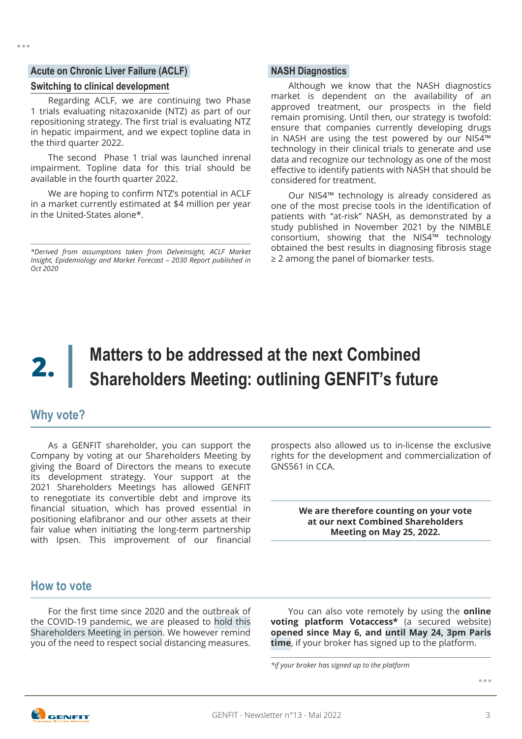### Acute on Chronic Liver Failure (ACLF)

#### Switching to clinical development

Regarding ACLF, we are continuing two Phase 1 trials evaluating nitazoxanide (NTZ) as part of our repositioning strategy. The first trial is evaluating NTZ in hepatic impairment, and we expect topline data in the third quarter 2022.

The second Phase 1 trial was launched inrenal impairment. Topline data for this trial should be available in the fourth quarter 2022.

We are hoping to confirm NTZ's potential in ACLF in a market currently estimated at $4 million per year in the United-States alone*.

*\*Derived from assumptions taken from Delveinsight, ACLF Market Insight, Epidemiology and Market Forecast – 2030 Report published in Oct 2020*

### NASH Diagnostics

Although we know that the NASH diagnostics market is dependent on the availability of an approved treatment, our prospects in the field remain promising. Until then, our strategy is twofold: ensure that companies currently developing drugs in NASH are using the test powered by our NIS4™ technology in their clinical trials to generate and use data and recognize our technology as one of the most effective to identify patients with NASH that should be considered for treatment.

Our NIS4™ technology is already considered as one of the most precise tools in the identification of patients with "at-risk" NASH, as demonstrated by a study published in November 2021 by the NIMBLE consortium, showing that the NIS4™ technology obtained the best results in diagnosing fibrosis stage ≥ 2 among the panel of biomarker tests.

# 2. Matters to be addressed at the next Combined Shareholders Meeting: outlining GENFIT's future

## Why vote?

As a GENFIT shareholder, you can support the Company by voting at our Shareholders Meeting by giving the Board of Directors the means to execute its development strategy. Your support at the 2021 Shareholders Meetings has allowed GENFIT to renegotiate its convertible debt and improve its financial situation, which has proved essential in positioning elafibranor and our other assets at their fair value when initiating the long-term partnership with Ipsen. This improvement of our financial prospects also allowed us to in-license the exclusive rights for the development and commercialization of GNS561 in CCA.

**We are therefore counting on your vote at our next Combined Shareholders Meeting on May 25, 2022.**

## How to vote

For the first time since 2020 and the outbreak of the COVID-19 pandemic, we are pleased to hold this Shareholders Meeting in person. We however remind you of the need to respect social distancing measures.

You can also vote remotely by using the **online voting platform Votaccess\*** (a secured website) **opened since May 6, and until May 24, 3pm Paris time**, if your broker has signed up to the platform.

*\*if your broker has signed up to the platform*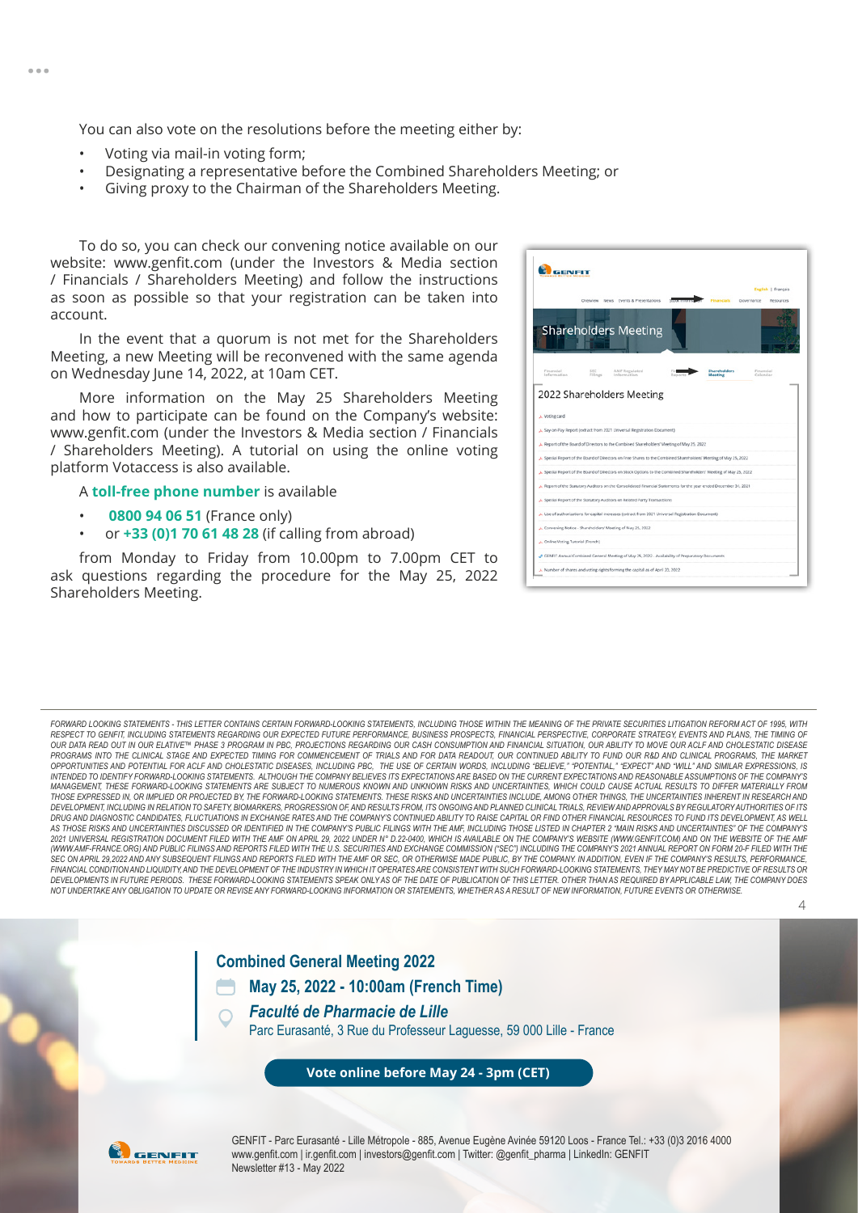You can also vote on the resolutions before the meeting either by:

- Voting via mail-in voting form;
- Designating a representative before the Combined Shareholders Meeting; or
- Giving proxy to the Chairman of the Shareholders Meeting.

To do so, you can check our convening notice available on our website: www.genfit.com (under the Investors & Media section / Financials / Shareholders Meeting) and follow the instructions as soon as possible so that your registration can be taken into account.

In the event that a quorum is not met for the Shareholders Meeting, a new Meeting will be reconvened with the same agenda on Wednesday June 14, 2022, at 10am CET.

More information on the May 25 Shareholders Meeting and how to participate can be found on the Company's website: www.genfit.com (under the Investors & Media section / Financials / Shareholders Meeting). A tutorial on using the online voting platform Votaccess is also available.

A **toll-free phone number** is available

- **0800 94 06 51** (France only)
- or **+33 (0)1 70 61 48 28** (if calling from abroad)

from Monday to Friday from 10.00pm to 7.00pm CET to ask questions regarding the procedure for the May 25, 2022 Shareholders Meeting.

*FORWARD LOOKING STATEMENTS - THIS LETTER CONTAINS CERTAIN FORWARD-LOOKING STATEMENTS, INCLUDING THOSE WITHIN THE MEANING OF THE PRIVATE SECURITIES LITIGATION REFORM ACT OF 1995, WITH RESPECT TO GENFIT, INCLUDING STATEMENTS REGARDING OUR EXPECTED FUTURE PERFORMANCE, BUSINESS PROSPECTS, FINANCIAL PERSPECTIVE, CORPORATE STRATEGY, EVENTS AND PLANS, THE TIMING OF OUR DATA READ OUT IN OUR ELATIVE™ PHASE 3 PROGRAM IN PBC, PROJECTIONS REGARDING OUR CASH CONSUMPTION AND FINANCIAL SITUATION, OUR ABILITY TO MOVE OUR ACLF AND CHOLESTATIC DISEASE PROGRAMS INTO THE CLINICAL STAGE AND EXPECTED TIMING FOR COMMENCEMENT OF TRIALS AND FOR DATA READOUT, OUR CONTINUED ABILITY TO FUND OUR R&D AND CLINICAL PROGRAMS, THE MARKET OPPORTUNITIES AND POTENTIAL FOR ACLF AND CHOLESTATIC DISEASES, INCLUDING PBC, THE USE OF CERTAIN WORDS, INCLUDING "BELIEVE," "POTENTIAL," "EXPECT" AND "WILL" AND SIMILAR EXPRESSIONS, IS INTENDED TO IDENTIFY FORWARD-LOOKING STATEMENTS. ALTHOUGH THE COMPANY BELIEVES ITS EXPECTATIONS ARE BASED ON THE CURRENT EXPECTATIONS AND REASONABLE ASSUMPTIONS OF THE COMPANY'S MANAGEMENT, THESE FORWARD-LOOKING STATEMENTS ARE SUBJECT TO NUMEROUS KNOWN AND UNKNOWN RISKS AND UNCERTAINTIES, WHICH COULD CAUSE ACTUAL RESULTS TO DIFFER MATERIALLY FROM THOSE EXPRESSED IN, OR IMPLIED OR PROJECTED BY, THE FORWARD-LOOKING STATEMENTS. THESE RISKS AND UNCERTAINTIES INCLUDE, AMONG OTHER THINGS, THE UNCERTAINTIES INHERENT IN RESEARCH AND DEVELOPMENT, INCLUDING IN RELATION TO SAFETY, BIOMARKERS, PROGRESSION OF, AND RESULTS FROM, ITS ONGOING AND PLANNED CLINICAL TRIALS, REVIEW AND APPROVALS BY REGULATORY AUTHORITIES OF ITS DRUG AND DIAGNOSTIC CANDIDATES, FLUCTUATIONS IN EXCHANGE RATES AND THE COMPANY'S CONTINUED ABILITY TO RAISE CAPITAL OR FIND OTHER FINANCIAL RESOURCES TO FUND ITS DEVELOPMENT, AS WELL AS THOSE RISKS AND UNCERTAINTIES DISCUSSED OR IDENTIFIED IN THE COMPANY'S PUBLIC FILINGS WITH THE AMF, INCLUDING THOSE LISTED IN CHAPTER 2 "MAIN RISKS AND UNCERTAINTIES" OF THE COMPANY'S 2021 UNIVERSAL REGISTRATION DOCUMENT FILED WITH THE AMF ON APRIL 29, 2022 UNDER N° D.22-0400, WHICH IS AVAILABLE ON THE COMPANY'S WEBSITE (WWW.GENFIT.COM) AND ON THE WEBSITE OF THE AMF (WWW.AMF-FRANCE.ORG) AND PUBLIC FILINGS AND REPORTS FILED WITH THE U.S. SECURITIES AND EXCHANGE COMMISSION ("SEC") INCLUDING THE COMPANY'S 2021 ANNUAL REPORT ON FORM 20-F FILED WITH THE SEC ON APRIL 29,2022 AND ANY SUBSEQUENT FILINGS AND REPORTS FILED WITH THE AMF OR SEC, OR OTHERWISE MADE PUBLIC, BY THE COMPANY. IN ADDITION, EVEN IF THE COMPANY'S RESULTS, PERFORMANCE, FINANCIAL CONDITION AND LIQUIDITY, AND THE DEVELOPMENT OF THE INDUSTRY IN WHICH IT OPERATES ARE CONSISTENT WITH SUCH FORWARD-LOOKING STATEMENTS, THEY MAY NOT BE PREDICTIVE OF RESULTS OR DEVELOPMENTS IN FUTURE PERIODS. THESE FORWARD-LOOKING STATEMENTS SPEAK ONLY AS OF THE DATE OF PUBLICATION OF THIS LETTER. OTHER THAN AS REQUIRED BY APPLICABLE LAW, THE COMPANY DOES NOT UNDERTAKE ANY OBLIGATION TO UPDATE OR REVISE ANY FORWARD-LOOKING INFORMATION OR STATEMENTS, WHETHER AS A RESULT OF NEW INFORMATION, FUTURE EVENTS OR OTHERWISE.*

## Combined General Meeting 2022

**May 25, 2022 - 10:00am (French Time)**

***Faculté de Pharmacie de Lille***

Parc Eurasanté, 3 Rue du Professeur Laguesse, 59 000 Lille - France

**Vote online before May 24 - 3pm (CET)**

GENFIT - Parc Eurasanté - Lille Métropole - 885, Avenue Eugène Avinée 59120 Loos - France Tel.: +33 (0)3 2016 4000
www.genfit.com | ir.genfit.com | investors@genfit.com | Twitter: @genfit_pharma | LinkedIn: GENFIT
Newsletter #13 - May 2022